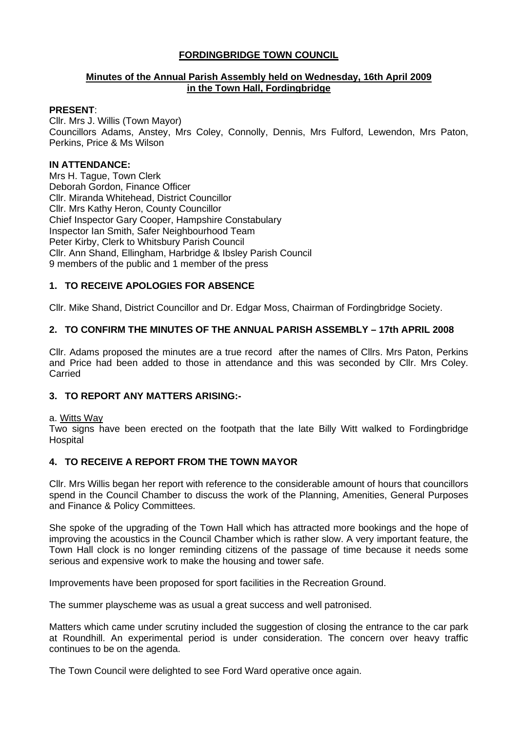# **FORDINGBRIDGE TOWN COUNCIL**

## **Minutes of the Annual Parish Assembly held on Wednesday, 16th April 2009 in the Town Hall, Fordingbridge**

**PRESENT**:

Cllr. Mrs J. Willis (Town Mayor)
Councillors Adams, Anstey, Mrs Coley, Connolly, Dennis, Mrs Fulford, Lewendon, Mrs Paton, Perkins, Price & Ms Wilson

**IN ATTENDANCE:**

Mrs H. Tague, Town Clerk
Deborah Gordon, Finance Officer
Cllr. Miranda Whitehead, District Councillor
Cllr. Mrs Kathy Heron, County Councillor
Chief Inspector Gary Cooper, Hampshire Constabulary
Inspector Ian Smith, Safer Neighbourhood Team
Peter Kirby, Clerk to Whitsbury Parish Council
Cllr. Ann Shand, Ellingham, Harbridge & Ibsley Parish Council
9 members of the public and 1 member of the press

### **1. TO RECEIVE APOLOGIES FOR ABSENCE**

Cllr. Mike Shand, District Councillor and Dr. Edgar Moss, Chairman of Fordingbridge Society.

### **2. TO CONFIRM THE MINUTES OF THE ANNUAL PARISH ASSEMBLY – 17th APRIL 2008**

Cllr. Adams proposed the minutes are a true record after the names of Cllrs. Mrs Paton, Perkins and Price had been added to those in attendance and this was seconded by Cllr. Mrs Coley. Carried

### **3. TO REPORT ANY MATTERS ARISING:-**

a. Witts Way

Two signs have been erected on the footpath that the late Billy Witt walked to Fordingbridge Hospital

### **4. TO RECEIVE A REPORT FROM THE TOWN MAYOR**

Cllr. Mrs Willis began her report with reference to the considerable amount of hours that councillors spend in the Council Chamber to discuss the work of the Planning, Amenities, General Purposes and Finance & Policy Committees.

She spoke of the upgrading of the Town Hall which has attracted more bookings and the hope of improving the acoustics in the Council Chamber which is rather slow. A very important feature, the Town Hall clock is no longer reminding citizens of the passage of time because it needs some serious and expensive work to make the housing and tower safe.

Improvements have been proposed for sport facilities in the Recreation Ground.

The summer playscheme was as usual a great success and well patronised.

Matters which came under scrutiny included the suggestion of closing the entrance to the car park at Roundhill. An experimental period is under consideration. The concern over heavy traffic continues to be on the agenda.

The Town Council were delighted to see Ford Ward operative once again.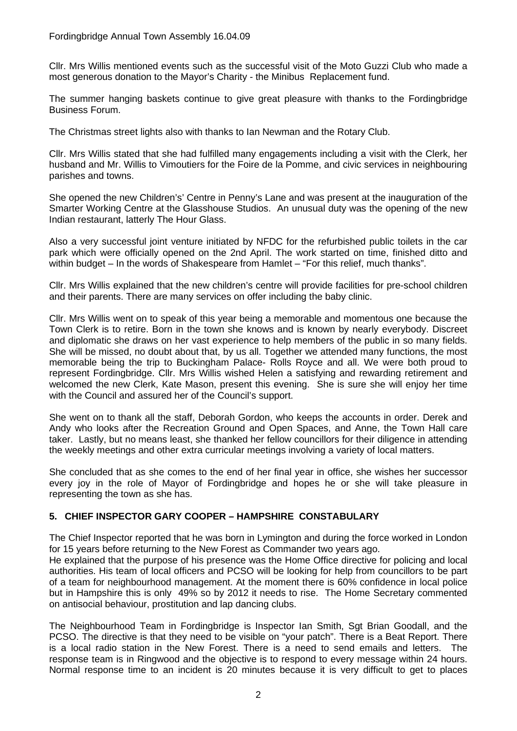Cllr. Mrs Willis mentioned events such as the successful visit of the Moto Guzzi Club who made a most generous donation to the Mayor's Charity - the Minibus Replacement fund.

The summer hanging baskets continue to give great pleasure with thanks to the Fordingbridge Business Forum.

The Christmas street lights also with thanks to Ian Newman and the Rotary Club.

Cllr. Mrs Willis stated that she had fulfilled many engagements including a visit with the Clerk, her husband and Mr. Willis to Vimoutiers for the Foire de la Pomme, and civic services in neighbouring parishes and towns.

She opened the new Children's' Centre in Penny's Lane and was present at the inauguration of the Smarter Working Centre at the Glasshouse Studios. An unusual duty was the opening of the new Indian restaurant, latterly The Hour Glass.

Also a very successful joint venture initiated by NFDC for the refurbished public toilets in the car park which were officially opened on the 2nd April. The work started on time, finished ditto and within budget – In the words of Shakespeare from Hamlet – "For this relief, much thanks".

Cllr. Mrs Willis explained that the new children's centre will provide facilities for pre-school children and their parents. There are many services on offer including the baby clinic.

Cllr. Mrs Willis went on to speak of this year being a memorable and momentous one because the Town Clerk is to retire. Born in the town she knows and is known by nearly everybody. Discreet and diplomatic she draws on her vast experience to help members of the public in so many fields. She will be missed, no doubt about that, by us all. Together we attended many functions, the most memorable being the trip to Buckingham Palace- Rolls Royce and all. We were both proud to represent Fordingbridge. Cllr. Mrs Willis wished Helen a satisfying and rewarding retirement and welcomed the new Clerk, Kate Mason, present this evening. She is sure she will enjoy her time with the Council and assured her of the Council's support.

She went on to thank all the staff, Deborah Gordon, who keeps the accounts in order. Derek and Andy who looks after the Recreation Ground and Open Spaces, and Anne, the Town Hall care taker. Lastly, but no means least, she thanked her fellow councillors for their diligence in attending the weekly meetings and other extra curricular meetings involving a variety of local matters.

She concluded that as she comes to the end of her final year in office, she wishes her successor every joy in the role of Mayor of Fordingbridge and hopes he or she will take pleasure in representing the town as she has.

## 5. CHIEF INSPECTOR GARY COOPER – HAMPSHIRE CONSTABULARY

The Chief Inspector reported that he was born in Lymington and during the force worked in London for 15 years before returning to the New Forest as Commander two years ago.
He explained that the purpose of his presence was the Home Office directive for policing and local authorities. His team of local officers and PCSO will be looking for help from councillors to be part of a team for neighbourhood management. At the moment there is 60% confidence in local police but in Hampshire this is only 49% so by 2012 it needs to rise. The Home Secretary commented on antisocial behaviour, prostitution and lap dancing clubs.

The Neighbourhood Team in Fordingbridge is Inspector Ian Smith, Sgt Brian Goodall, and the PCSO. The directive is that they need to be visible on "your patch". There is a Beat Report. There is a local radio station in the New Forest. There is a need to send emails and letters. The response team is in Ringwood and the objective is to respond to every message within 24 hours. Normal response time to an incident is 20 minutes because it is very difficult to get to places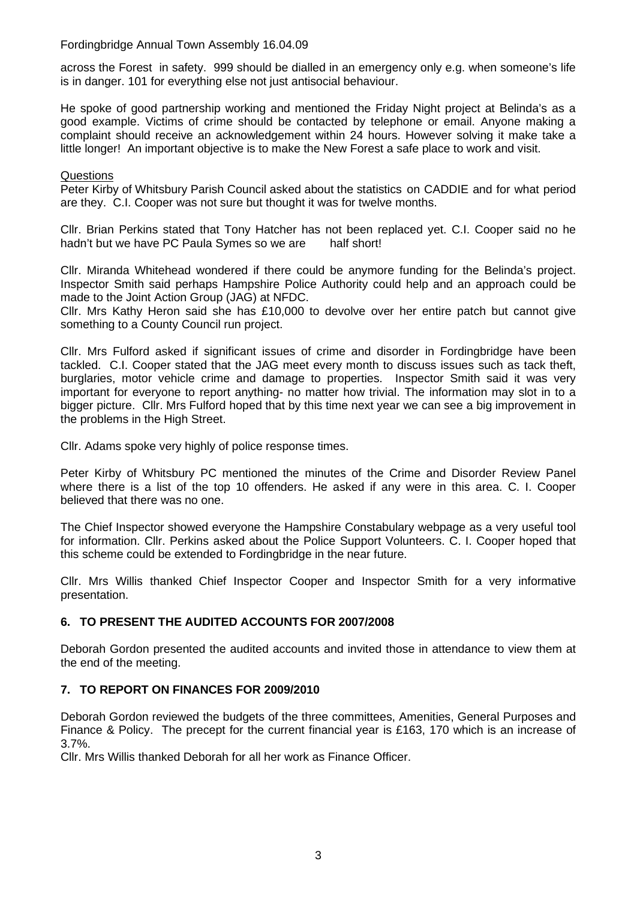across the Forest in safety. 999 should be dialled in an emergency only e.g. when someone's life is in danger. 101 for everything else not just antisocial behaviour.

He spoke of good partnership working and mentioned the Friday Night project at Belinda's as a good example. Victims of crime should be contacted by telephone or email. Anyone making a complaint should receive an acknowledgement within 24 hours. However solving it make take a little longer! An important objective is to make the New Forest a safe place to work and visit.

Questions

Peter Kirby of Whitsbury Parish Council asked about the statistics on CADDIE and for what period are they. C.I. Cooper was not sure but thought it was for twelve months.

Cllr. Brian Perkins stated that Tony Hatcher has not been replaced yet. C.I. Cooper said no he hadn't but we have PC Paula Symes so we are half short!

Cllr. Miranda Whitehead wondered if there could be anymore funding for the Belinda's project. Inspector Smith said perhaps Hampshire Police Authority could help and an approach could be made to the Joint Action Group (JAG) at NFDC.

Cllr. Mrs Kathy Heron said she has £10,000 to devolve over her entire patch but cannot give something to a County Council run project.

Cllr. Mrs Fulford asked if significant issues of crime and disorder in Fordingbridge have been tackled. C.I. Cooper stated that the JAG meet every month to discuss issues such as tack theft, burglaries, motor vehicle crime and damage to properties. Inspector Smith said it was very important for everyone to report anything- no matter how trivial. The information may slot in to a bigger picture. Cllr. Mrs Fulford hoped that by this time next year we can see a big improvement in the problems in the High Street.

Cllr. Adams spoke very highly of police response times.

Peter Kirby of Whitsbury PC mentioned the minutes of the Crime and Disorder Review Panel where there is a list of the top 10 offenders. He asked if any were in this area. C. I. Cooper believed that there was no one.

The Chief Inspector showed everyone the Hampshire Constabulary webpage as a very useful tool for information. Cllr. Perkins asked about the Police Support Volunteers. C. I. Cooper hoped that this scheme could be extended to Fordingbridge in the near future.

Cllr. Mrs Willis thanked Chief Inspector Cooper and Inspector Smith for a very informative presentation.

## 6. TO PRESENT THE AUDITED ACCOUNTS FOR 2007/2008

Deborah Gordon presented the audited accounts and invited those in attendance to view them at the end of the meeting.

## 7. TO REPORT ON FINANCES FOR 2009/2010

Deborah Gordon reviewed the budgets of the three committees, Amenities, General Purposes and Finance & Policy. The precept for the current financial year is £163, 170 which is an increase of 3.7%.

Cllr. Mrs Willis thanked Deborah for all her work as Finance Officer.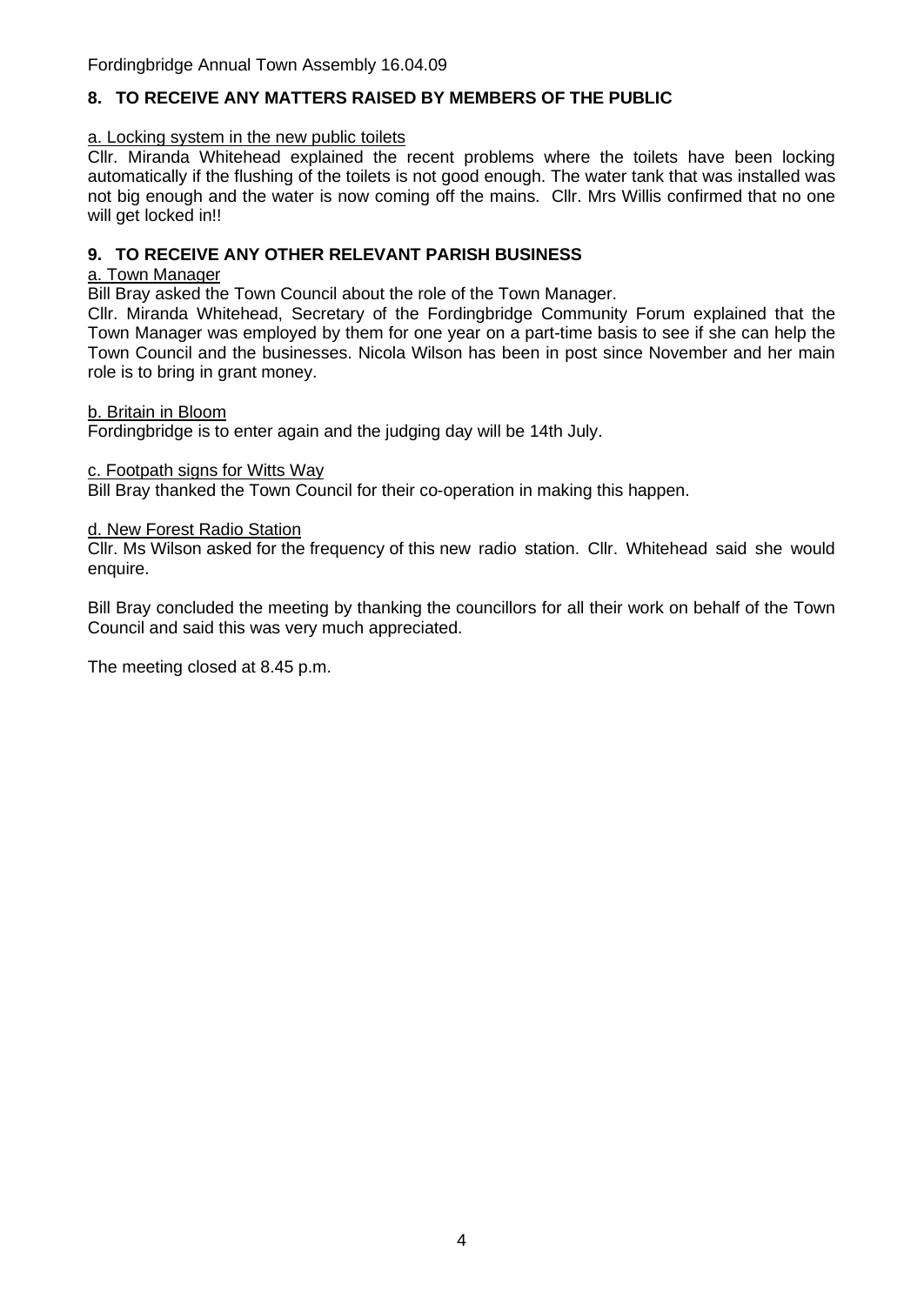Fordingbridge Annual Town Assembly 16.04.09

## 8. TO RECEIVE ANY MATTERS RAISED BY MEMBERS OF THE PUBLIC

a. Locking system in the new public toilets

Cllr. Miranda Whitehead explained the recent problems where the toilets have been locking automatically if the flushing of the toilets is not good enough. The water tank that was installed was not big enough and the water is now coming off the mains. Cllr. Mrs Willis confirmed that no one will get locked in!!

## 9. TO RECEIVE ANY OTHER RELEVANT PARISH BUSINESS

a. Town Manager

Bill Bray asked the Town Council about the role of the Town Manager.

Cllr. Miranda Whitehead, Secretary of the Fordingbridge Community Forum explained that the Town Manager was employed by them for one year on a part-time basis to see if she can help the Town Council and the businesses. Nicola Wilson has been in post since November and her main role is to bring in grant money.

b. Britain in Bloom

Fordingbridge is to enter again and the judging day will be 14th July.

c. Footpath signs for Witts Way

Bill Bray thanked the Town Council for their co-operation in making this happen.

d. New Forest Radio Station

Cllr. Ms Wilson asked for the frequency of this new radio station. Cllr. Whitehead said she would enquire.

Bill Bray concluded the meeting by thanking the councillors for all their work on behalf of the Town Council and said this was very much appreciated.

The meeting closed at 8.45 p.m.